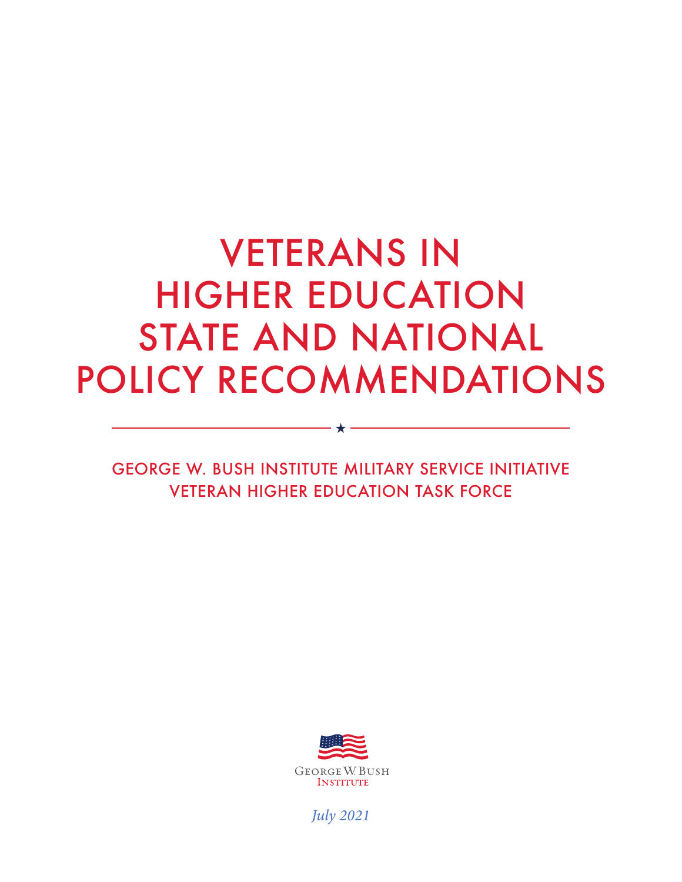# VETERANS IN HIGHER EDUCATION STATE AND NATIONAL POLICY RECOMMENDATIONS

GEORGE W. BUSH INSTITUTE MILITARY SERVICE INITIATIVE
VETERAN HIGHER EDUCATION TASK FORCE

George W. Bush Institute

*July 2021*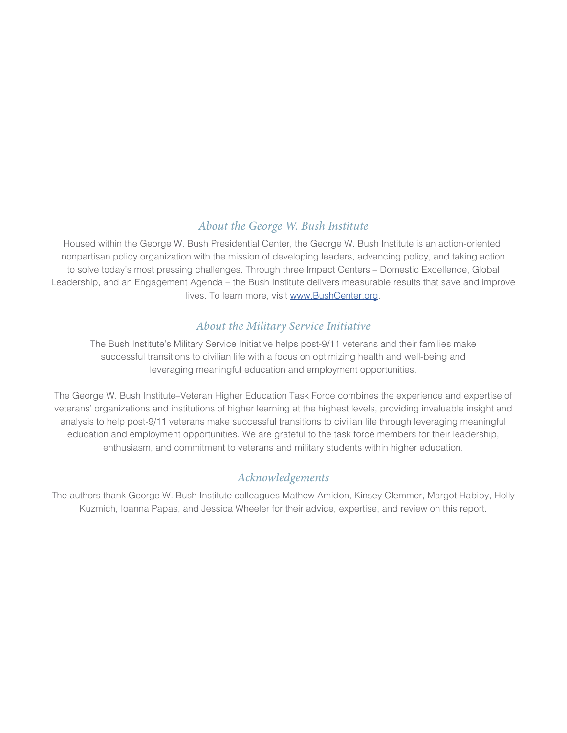## *About the George W. Bush Institute*

Housed within the George W. Bush Presidential Center, the George W. Bush Institute is an action-oriented, nonpartisan policy organization with the mission of developing leaders, advancing policy, and taking action to solve today's most pressing challenges. Through three Impact Centers – Domestic Excellence, Global Leadership, and an Engagement Agenda – the Bush Institute delivers measurable results that save and improve lives. To learn more, visit [www.BushCenter.org](http://www.BushCenter.org).

## *About the Military Service Initiative*

The Bush Institute's Military Service Initiative helps post-9/11 veterans and their families make successful transitions to civilian life with a focus on optimizing health and well-being and leveraging meaningful education and employment opportunities.

The George W. Bush Institute–Veteran Higher Education Task Force combines the experience and expertise of veterans' organizations and institutions of higher learning at the highest levels, providing invaluable insight and analysis to help post-9/11 veterans make successful transitions to civilian life through leveraging meaningful education and employment opportunities. We are grateful to the task force members for their leadership, enthusiasm, and commitment to veterans and military students within higher education.

## *Acknowledgements*

The authors thank George W. Bush Institute colleagues Mathew Amidon, Kinsey Clemmer, Margot Habiby, Holly Kuzmich, Ioanna Papas, and Jessica Wheeler for their advice, expertise, and review on this report.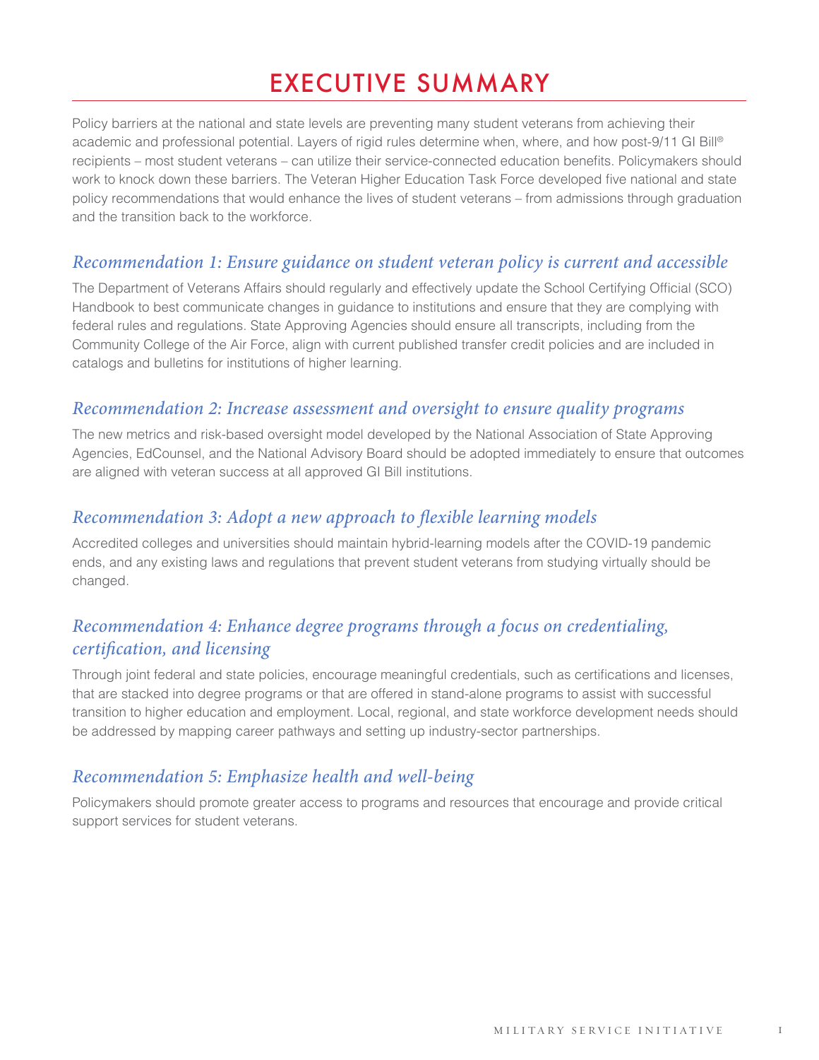# EXECUTIVE SUMMARY

Policy barriers at the national and state levels are preventing many student veterans from achieving their academic and professional potential. Layers of rigid rules determine when, where, and how post-9/11 GI Bill® recipients – most student veterans – can utilize their service-connected education benefits. Policymakers should work to knock down these barriers. The Veteran Higher Education Task Force developed five national and state policy recommendations that would enhance the lives of student veterans – from admissions through graduation and the transition back to the workforce.

## *Recommendation 1: Ensure guidance on student veteran policy is current and accessible*

The Department of Veterans Affairs should regularly and effectively update the School Certifying Official (SCO) Handbook to best communicate changes in guidance to institutions and ensure that they are complying with federal rules and regulations. State Approving Agencies should ensure all transcripts, including from the Community College of the Air Force, align with current published transfer credit policies and are included in catalogs and bulletins for institutions of higher learning.

## *Recommendation 2: Increase assessment and oversight to ensure quality programs*

The new metrics and risk-based oversight model developed by the National Association of State Approving Agencies, EdCounsel, and the National Advisory Board should be adopted immediately to ensure that outcomes are aligned with veteran success at all approved GI Bill institutions.

## *Recommendation 3: Adopt a new approach to flexible learning models*

Accredited colleges and universities should maintain hybrid-learning models after the COVID-19 pandemic ends, and any existing laws and regulations that prevent student veterans from studying virtually should be changed.

## *Recommendation 4: Enhance degree programs through a focus on credentialing, certification, and licensing*

Through joint federal and state policies, encourage meaningful credentials, such as certifications and licenses, that are stacked into degree programs or that are offered in stand-alone programs to assist with successful transition to higher education and employment. Local, regional, and state workforce development needs should be addressed by mapping career pathways and setting up industry-sector partnerships.

## *Recommendation 5: Emphasize health and well-being*

Policymakers should promote greater access to programs and resources that encourage and provide critical support services for student veterans.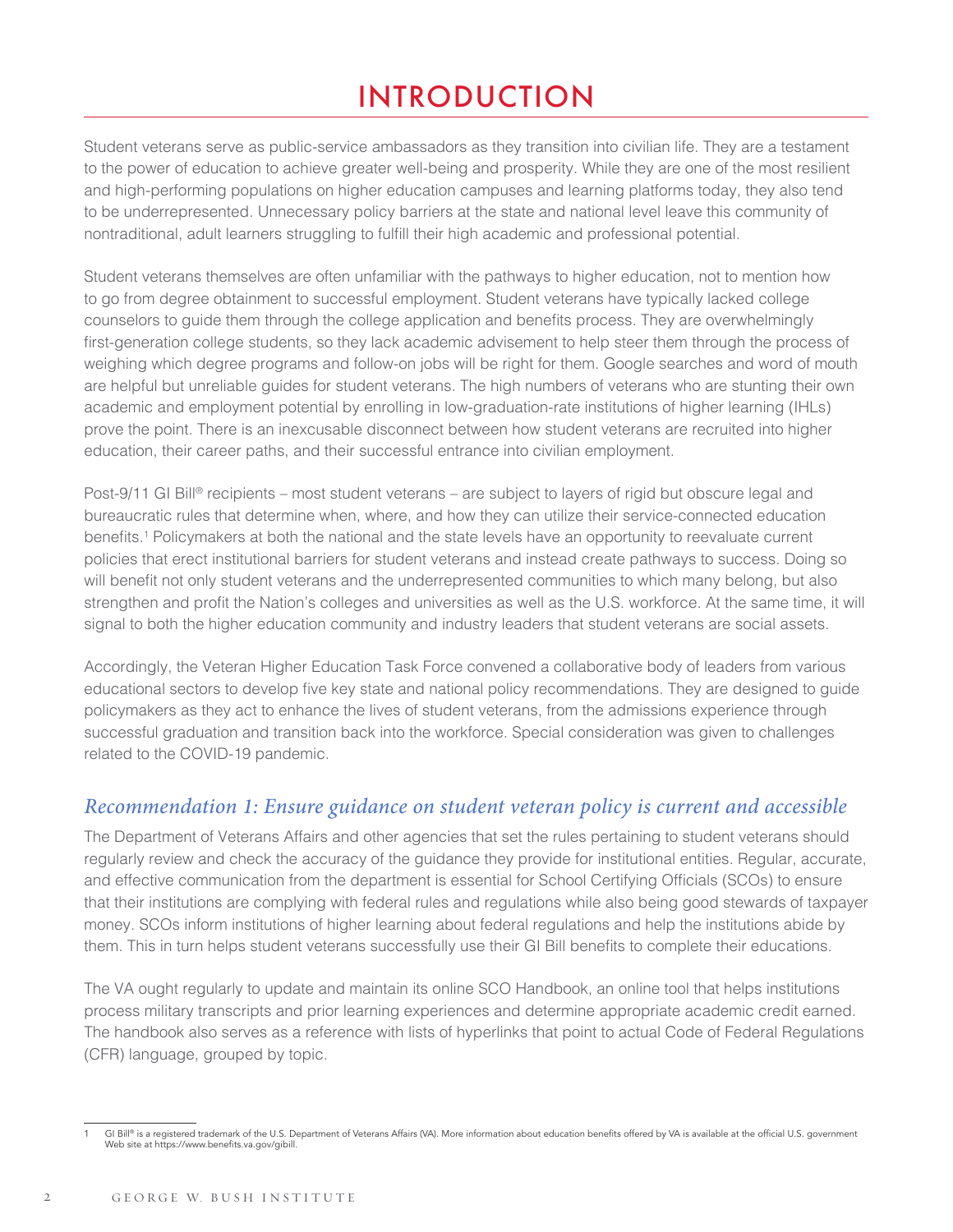# INTRODUCTION

Student veterans serve as public-service ambassadors as they transition into civilian life. They are a testament to the power of education to achieve greater well-being and prosperity. While they are one of the most resilient and high-performing populations on higher education campuses and learning platforms today, they also tend to be underrepresented. Unnecessary policy barriers at the state and national level leave this community of nontraditional, adult learners struggling to fulfill their high academic and professional potential.

Student veterans themselves are often unfamiliar with the pathways to higher education, not to mention how to go from degree obtainment to successful employment. Student veterans have typically lacked college counselors to guide them through the college application and benefits process. They are overwhelmingly first-generation college students, so they lack academic advisement to help steer them through the process of weighing which degree programs and follow-on jobs will be right for them. Google searches and word of mouth are helpful but unreliable guides for student veterans. The high numbers of veterans who are stunting their own academic and employment potential by enrolling in low-graduation-rate institutions of higher learning (IHLs) prove the point. There is an inexcusable disconnect between how student veterans are recruited into higher education, their career paths, and their successful entrance into civilian employment.

Post-9/11 GI Bill® recipients – most student veterans – are subject to layers of rigid but obscure legal and bureaucratic rules that determine when, where, and how they can utilize their service-connected education benefits.[1] Policymakers at both the national and the state levels have an opportunity to reevaluate current policies that erect institutional barriers for student veterans and instead create pathways to success. Doing so will benefit not only student veterans and the underrepresented communities to which many belong, but also strengthen and profit the Nation's colleges and universities as well as the U.S. workforce. At the same time, it will signal to both the higher education community and industry leaders that student veterans are social assets.

Accordingly, the Veteran Higher Education Task Force convened a collaborative body of leaders from various educational sectors to develop five key state and national policy recommendations. They are designed to guide policymakers as they act to enhance the lives of student veterans, from the admissions experience through successful graduation and transition back into the workforce. Special consideration was given to challenges related to the COVID-19 pandemic.

## *Recommendation 1: Ensure guidance on student veteran policy is current and accessible*

The Department of Veterans Affairs and other agencies that set the rules pertaining to student veterans should regularly review and check the accuracy of the guidance they provide for institutional entities. Regular, accurate, and effective communication from the department is essential for School Certifying Officials (SCOs) to ensure that their institutions are complying with federal rules and regulations while also being good stewards of taxpayer money. SCOs inform institutions of higher learning about federal regulations and help the institutions abide by them. This in turn helps student veterans successfully use their GI Bill benefits to complete their educations.

The VA ought regularly to update and maintain its online SCO Handbook, an online tool that helps institutions process military transcripts and prior learning experiences and determine appropriate academic credit earned. The handbook also serves as a reference with lists of hyperlinks that point to actual Code of Federal Regulations (CFR) language, grouped by topic.

---

1 GI Bill® is a registered trademark of the U.S. Department of Veterans Affairs (VA). More information about education benefits offered by VA is available at the official U.S. government Web site at https://www.benefits.va.gov/gibill.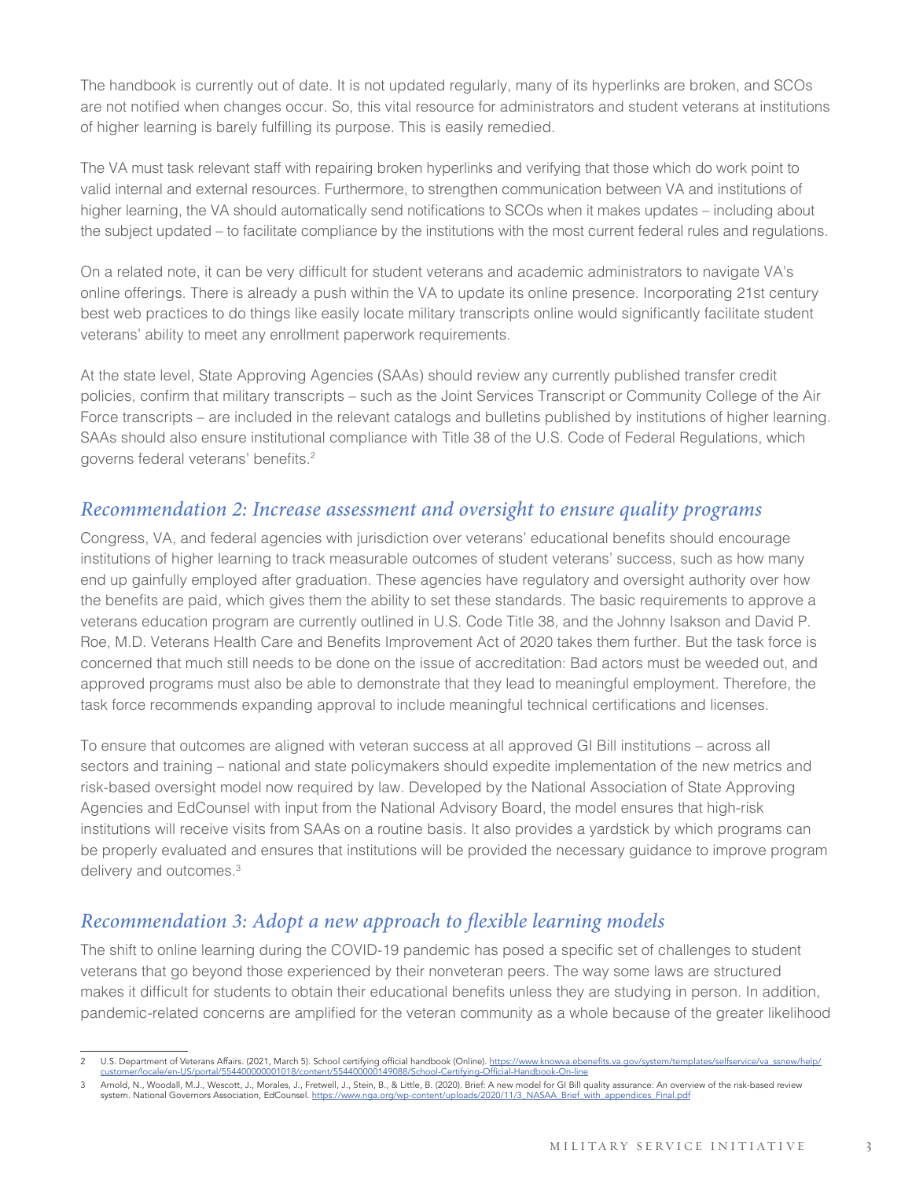The handbook is currently out of date. It is not updated regularly, many of its hyperlinks are broken, and SCOs are not notified when changes occur. So, this vital resource for administrators and student veterans at institutions of higher learning is barely fulfilling its purpose. This is easily remedied.

The VA must task relevant staff with repairing broken hyperlinks and verifying that those which do work point to valid internal and external resources. Furthermore, to strengthen communication between VA and institutions of higher learning, the VA should automatically send notifications to SCOs when it makes updates – including about the subject updated – to facilitate compliance by the institutions with the most current federal rules and regulations.

On a related note, it can be very difficult for student veterans and academic administrators to navigate VA's online offerings. There is already a push within the VA to update its online presence. Incorporating 21st century best web practices to do things like easily locate military transcripts online would significantly facilitate student veterans' ability to meet any enrollment paperwork requirements.

At the state level, State Approving Agencies (SAAs) should review any currently published transfer credit policies, confirm that military transcripts – such as the Joint Services Transcript or Community College of the Air Force transcripts – are included in the relevant catalogs and bulletins published by institutions of higher learning. SAAs should also ensure institutional compliance with Title 38 of the U.S. Code of Federal Regulations, which governs federal veterans' benefits.[2]

## *Recommendation 2: Increase assessment and oversight to ensure quality programs*

Congress, VA, and federal agencies with jurisdiction over veterans' educational benefits should encourage institutions of higher learning to track measurable outcomes of student veterans' success, such as how many end up gainfully employed after graduation. These agencies have regulatory and oversight authority over how the benefits are paid, which gives them the ability to set these standards. The basic requirements to approve a veterans education program are currently outlined in U.S. Code Title 38, and the Johnny Isakson and David P. Roe, M.D. Veterans Health Care and Benefits Improvement Act of 2020 takes them further. But the task force is concerned that much still needs to be done on the issue of accreditation: Bad actors must be weeded out, and approved programs must also be able to demonstrate that they lead to meaningful employment. Therefore, the task force recommends expanding approval to include meaningful technical certifications and licenses.

To ensure that outcomes are aligned with veteran success at all approved GI Bill institutions – across all sectors and training – national and state policymakers should expedite implementation of the new metrics and risk-based oversight model now required by law. Developed by the National Association of State Approving Agencies and EdCounsel with input from the National Advisory Board, the model ensures that high-risk institutions will receive visits from SAAs on a routine basis. It also provides a yardstick by which programs can be properly evaluated and ensures that institutions will be provided the necessary guidance to improve program delivery and outcomes.[3]

## *Recommendation 3: Adopt a new approach to flexible learning models*

The shift to online learning during the COVID-19 pandemic has posed a specific set of challenges to student veterans that go beyond those experienced by their nonveteran peers. The way some laws are structured makes it difficult for students to obtain their educational benefits unless they are studying in person. In addition, pandemic-related concerns are amplified for the veteran community as a whole because of the greater likelihood

---

2 U.S. Department of Veterans Affairs. (2021, March 5). School certifying official handbook (Online). https://www.knowva.ebenefits.va.gov/system/templates/selfservice/va_ssnew/help/customer/locale/en-US/portal/554400000001018/content/554400000149088/School-Certifying-Official-Handbook-On-line

3 Arnold, N., Woodall, M.J., Wescott, J., Morales, J., Fretwell, J., Stein, B., & Little, B. (2020). Brief: A new model for GI Bill quality assurance: An overview of the risk-based review system. National Governors Association, EdCounsel. https://www.nga.org/wp-content/uploads/2020/11/3_NASAA_Brief_with_appendices_Final.pdf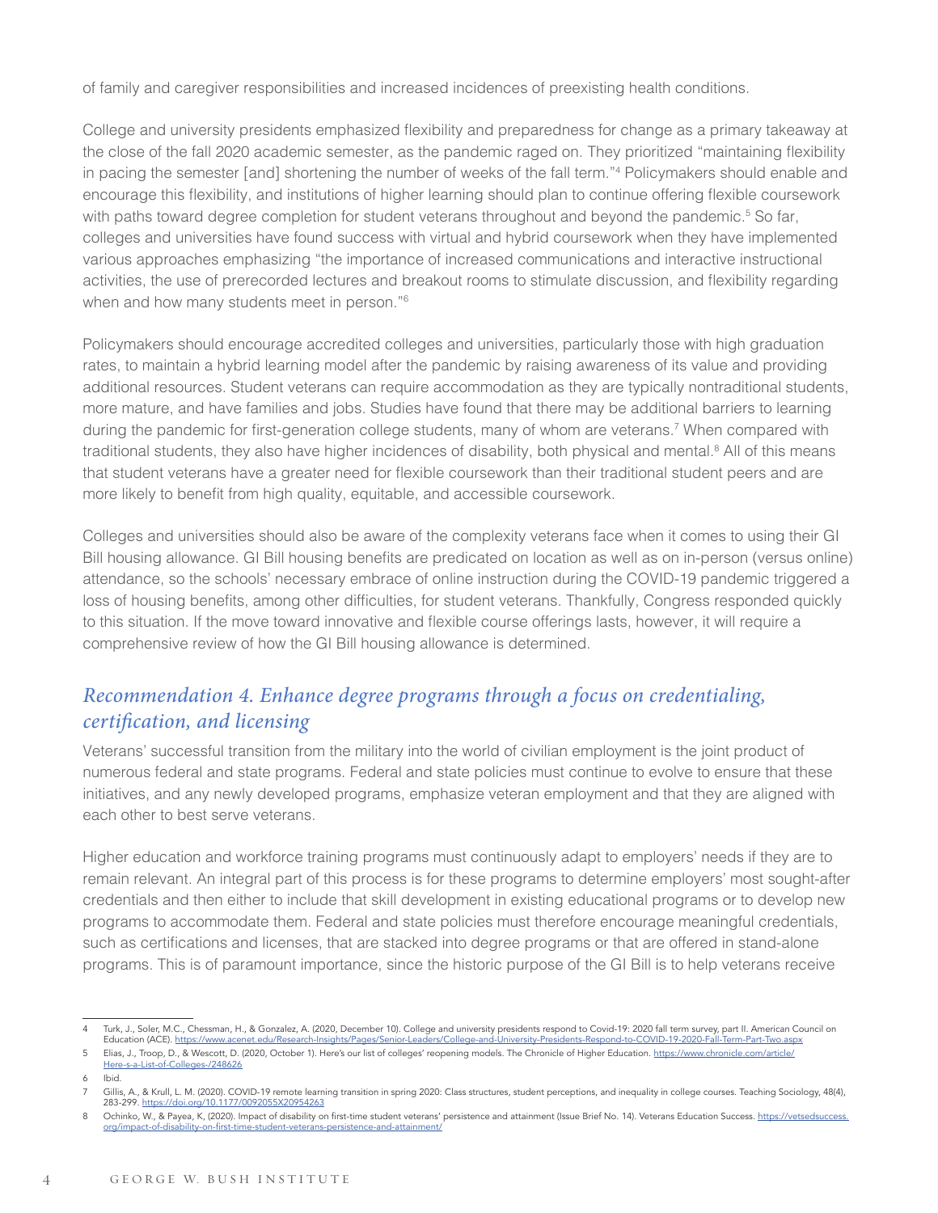of family and caregiver responsibilities and increased incidences of preexisting health conditions.

College and university presidents emphasized flexibility and preparedness for change as a primary takeaway at the close of the fall 2020 academic semester, as the pandemic raged on. They prioritized "maintaining flexibility in pacing the semester [and] shortening the number of weeks of the fall term."[4] Policymakers should enable and encourage this flexibility, and institutions of higher learning should plan to continue offering flexible coursework with paths toward degree completion for student veterans throughout and beyond the pandemic.[5] So far, colleges and universities have found success with virtual and hybrid coursework when they have implemented various approaches emphasizing "the importance of increased communications and interactive instructional activities, the use of prerecorded lectures and breakout rooms to stimulate discussion, and flexibility regarding when and how many students meet in person."[6]

Policymakers should encourage accredited colleges and universities, particularly those with high graduation rates, to maintain a hybrid learning model after the pandemic by raising awareness of its value and providing additional resources. Student veterans can require accommodation as they are typically nontraditional students, more mature, and have families and jobs. Studies have found that there may be additional barriers to learning during the pandemic for first-generation college students, many of whom are veterans.[7] When compared with traditional students, they also have higher incidences of disability, both physical and mental.[8] All of this means that student veterans have a greater need for flexible coursework than their traditional student peers and are more likely to benefit from high quality, equitable, and accessible coursework.

Colleges and universities should also be aware of the complexity veterans face when it comes to using their GI Bill housing allowance. GI Bill housing benefits are predicated on location as well as on in-person (versus online) attendance, so the schools' necessary embrace of online instruction during the COVID-19 pandemic triggered a loss of housing benefits, among other difficulties, for student veterans. Thankfully, Congress responded quickly to this situation. If the move toward innovative and flexible course offerings lasts, however, it will require a comprehensive review of how the GI Bill housing allowance is determined.

## *Recommendation 4. Enhance degree programs through a focus on credentialing, certification, and licensing*

Veterans' successful transition from the military into the world of civilian employment is the joint product of numerous federal and state programs. Federal and state policies must continue to evolve to ensure that these initiatives, and any newly developed programs, emphasize veteran employment and that they are aligned with each other to best serve veterans.

Higher education and workforce training programs must continuously adapt to employers' needs if they are to remain relevant. An integral part of this process is for these programs to determine employers' most sought-after credentials and then either to include that skill development in existing educational programs or to develop new programs to accommodate them. Federal and state policies must therefore encourage meaningful credentials, such as certifications and licenses, that are stacked into degree programs or that are offered in stand-alone programs. This is of paramount importance, since the historic purpose of the GI Bill is to help veterans receive

---

4 Turk, J., Soler, M.C., Chessman, H., & Gonzalez, A. (2020, December 10). College and university presidents respond to Covid-19: 2020 fall term survey, part II. American Council on Education (ACE). https://www.acenet.edu/Research-Insights/Pages/Senior-Leaders/College-and-University-Presidents-Respond-to-COVID-19-2020-Fall-Term-Part-Two.aspx

5 Elias, J., Troop, D., & Wescott, D. (2020, October 1). Here's our list of colleges' reopening models. The Chronicle of Higher Education. https://www.chronicle.com/article/Here-s-a-List-of-Colleges-/248626

6 Ibid.

7 Gillis, A., & Krull, L. M. (2020). COVID-19 remote learning transition in spring 2020: Class structures, student perceptions, and inequality in college courses. Teaching Sociology, 48(4), 283-299. https://doi.org/10.1177/0092055X20954263

8 Ochinko, W., & Payea, K, (2020). Impact of disability on first-time student veterans' persistence and attainment (Issue Brief No. 14). Veterans Education Success. https://vetsedsuccess.org/impact-of-disability-on-first-time-student-veterans-persistence-and-attainment/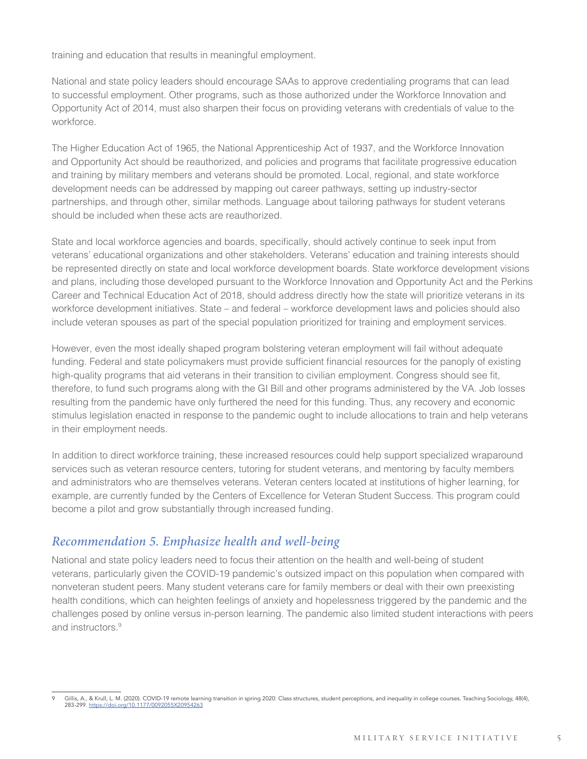training and education that results in meaningful employment.

National and state policy leaders should encourage SAAs to approve credentialing programs that can lead to successful employment. Other programs, such as those authorized under the Workforce Innovation and Opportunity Act of 2014, must also sharpen their focus on providing veterans with credentials of value to the workforce.

The Higher Education Act of 1965, the National Apprenticeship Act of 1937, and the Workforce Innovation and Opportunity Act should be reauthorized, and policies and programs that facilitate progressive education and training by military members and veterans should be promoted. Local, regional, and state workforce development needs can be addressed by mapping out career pathways, setting up industry-sector partnerships, and through other, similar methods. Language about tailoring pathways for student veterans should be included when these acts are reauthorized.

State and local workforce agencies and boards, specifically, should actively continue to seek input from veterans' educational organizations and other stakeholders. Veterans' education and training interests should be represented directly on state and local workforce development boards. State workforce development visions and plans, including those developed pursuant to the Workforce Innovation and Opportunity Act and the Perkins Career and Technical Education Act of 2018, should address directly how the state will prioritize veterans in its workforce development initiatives. State – and federal – workforce development laws and policies should also include veteran spouses as part of the special population prioritized for training and employment services.

However, even the most ideally shaped program bolstering veteran employment will fail without adequate funding. Federal and state policymakers must provide sufficient financial resources for the panoply of existing high-quality programs that aid veterans in their transition to civilian employment. Congress should see fit, therefore, to fund such programs along with the GI Bill and other programs administered by the VA. Job losses resulting from the pandemic have only furthered the need for this funding. Thus, any recovery and economic stimulus legislation enacted in response to the pandemic ought to include allocations to train and help veterans in their employment needs.

In addition to direct workforce training, these increased resources could help support specialized wraparound services such as veteran resource centers, tutoring for student veterans, and mentoring by faculty members and administrators who are themselves veterans. Veteran centers located at institutions of higher learning, for example, are currently funded by the Centers of Excellence for Veteran Student Success. This program could become a pilot and grow substantially through increased funding.

## *Recommendation 5. Emphasize health and well-being*

National and state policy leaders need to focus their attention on the health and well-being of student veterans, particularly given the COVID-19 pandemic's outsized impact on this population when compared with nonveteran student peers. Many student veterans care for family members or deal with their own preexisting health conditions, which can heighten feelings of anxiety and hopelessness triggered by the pandemic and the challenges posed by online versus in-person learning. The pandemic also limited student interactions with peers and instructors.[9]

---

9 Gillis, A., & Krull, L. M. (2020). COVID-19 remote learning transition in spring 2020: Class structures, student perceptions, and inequality in college courses. Teaching Sociology, 48(4), 283-299. https://doi.org/10.1177/0092055X20954263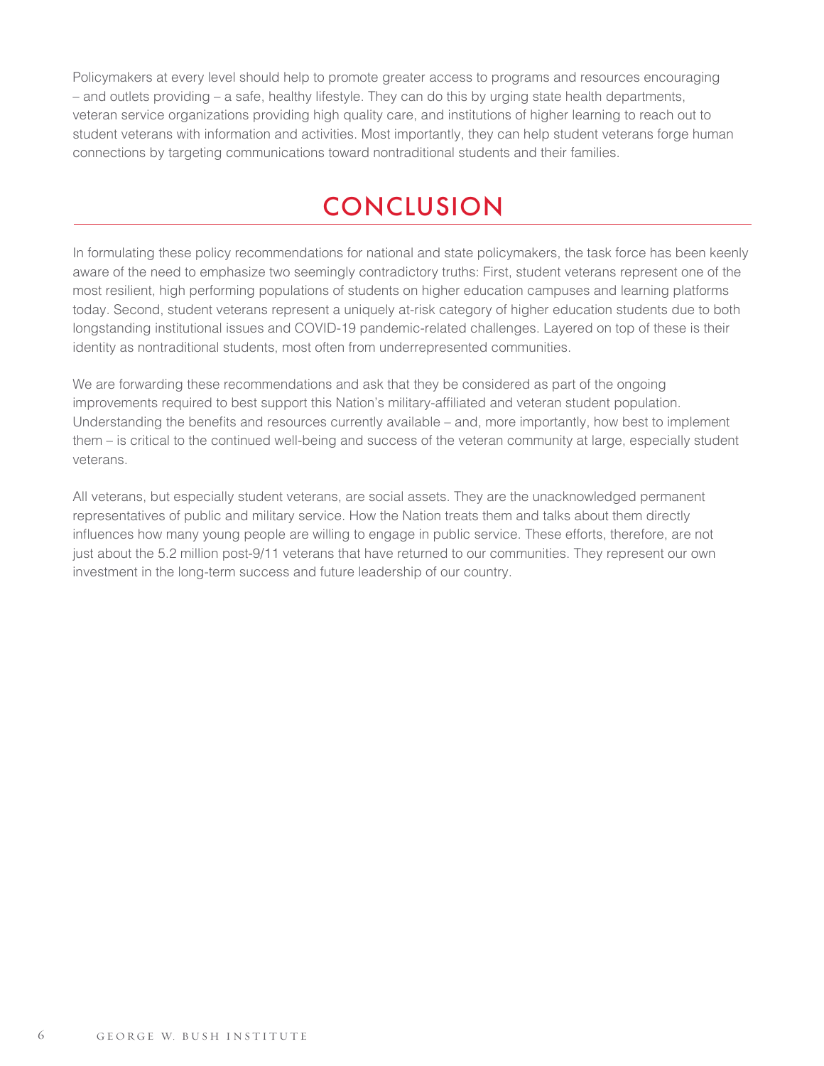Policymakers at every level should help to promote greater access to programs and resources encouraging – and outlets providing – a safe, healthy lifestyle. They can do this by urging state health departments, veteran service organizations providing high quality care, and institutions of higher learning to reach out to student veterans with information and activities. Most importantly, they can help student veterans forge human connections by targeting communications toward nontraditional students and their families.

## CONCLUSION

In formulating these policy recommendations for national and state policymakers, the task force has been keenly aware of the need to emphasize two seemingly contradictory truths: First, student veterans represent one of the most resilient, high performing populations of students on higher education campuses and learning platforms today. Second, student veterans represent a uniquely at-risk category of higher education students due to both longstanding institutional issues and COVID-19 pandemic-related challenges. Layered on top of these is their identity as nontraditional students, most often from underrepresented communities.

We are forwarding these recommendations and ask that they be considered as part of the ongoing improvements required to best support this Nation's military-affiliated and veteran student population. Understanding the benefits and resources currently available – and, more importantly, how best to implement them – is critical to the continued well-being and success of the veteran community at large, especially student veterans.

All veterans, but especially student veterans, are social assets. They are the unacknowledged permanent representatives of public and military service. How the Nation treats them and talks about them directly influences how many young people are willing to engage in public service. These efforts, therefore, are not just about the 5.2 million post-9/11 veterans that have returned to our communities. They represent our own investment in the long-term success and future leadership of our country.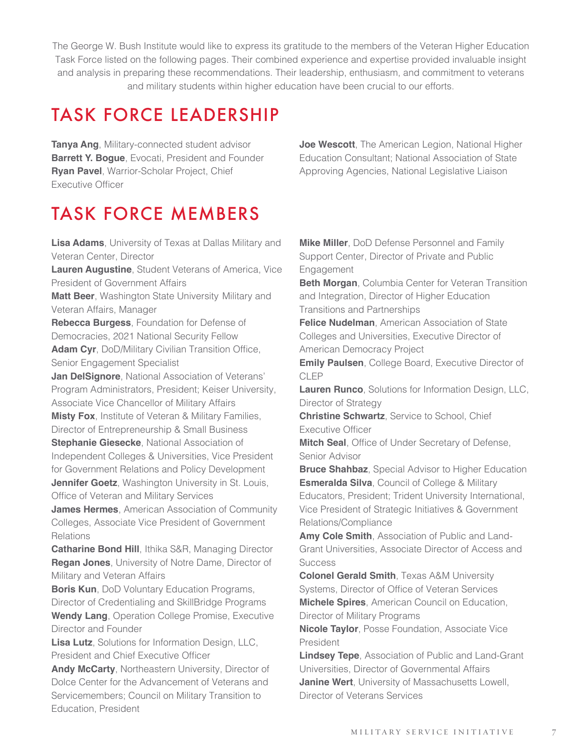The George W. Bush Institute would like to express its gratitude to the members of the Veteran Higher Education Task Force listed on the following pages. Their combined experience and expertise provided invaluable insight and analysis in preparing these recommendations. Their leadership, enthusiasm, and commitment to veterans and military students within higher education have been crucial to our efforts.

## TASK FORCE LEADERSHIP

**Tanya Ang**, Military-connected student advisor
**Barrett Y. Bogue**, Evocati, President and Founder
**Ryan Pavel**, Warrior-Scholar Project, Chief Executive Officer
**Joe Wescott**, The American Legion, National Higher Education Consultant; National Association of State Approving Agencies, National Legislative Liaison

## TASK FORCE MEMBERS

**Lisa Adams**, University of Texas at Dallas Military and Veteran Center, Director
**Lauren Augustine**, Student Veterans of America, Vice President of Government Affairs
**Matt Beer**, Washington State University Military and Veteran Affairs, Manager
**Rebecca Burgess**, Foundation for Defense of Democracies, 2021 National Security Fellow
**Adam Cyr**, DoD/Military Civilian Transition Office, Senior Engagement Specialist
**Jan DelSignore**, National Association of Veterans' Program Administrators, President; Keiser University, Associate Vice Chancellor of Military Affairs
**Misty Fox**, Institute of Veteran & Military Families, Director of Entrepreneurship & Small Business
**Stephanie Giesecke**, National Association of Independent Colleges & Universities, Vice President for Government Relations and Policy Development
**Jennifer Goetz**, Washington University in St. Louis, Office of Veteran and Military Services
**James Hermes**, American Association of Community Colleges, Associate Vice President of Government Relations
**Catharine Bond Hill**, Ithika S&R, Managing Director
**Regan Jones**, University of Notre Dame, Director of Military and Veteran Affairs
**Boris Kun**, DoD Voluntary Education Programs, Director of Credentialing and SkillBridge Programs
**Wendy Lang**, Operation College Promise, Executive Director and Founder
**Lisa Lutz**, Solutions for Information Design, LLC, President and Chief Executive Officer
**Andy McCarty**, Northeastern University, Director of Dolce Center for the Advancement of Veterans and Servicemembers; Council on Military Transition to Education, President
**Mike Miller**, DoD Defense Personnel and Family Support Center, Director of Private and Public Engagement
**Beth Morgan**, Columbia Center for Veteran Transition and Integration, Director of Higher Education Transitions and Partnerships
**Felice Nudelman**, American Association of State Colleges and Universities, Executive Director of American Democracy Project
**Emily Paulsen**, College Board, Executive Director of CLEP
**Lauren Runco**, Solutions for Information Design, LLC, Director of Strategy
**Christine Schwartz**, Service to School, Chief Executive Officer
**Mitch Seal**, Office of Under Secretary of Defense, Senior Advisor
**Bruce Shahbaz**, Special Advisor to Higher Education
**Esmeralda Silva**, Council of College & Military Educators, President; Trident University International, Vice President of Strategic Initiatives & Government Relations/Compliance
**Amy Cole Smith**, Association of Public and Land-Grant Universities, Associate Director of Access and Success
**Colonel Gerald Smith**, Texas A&M University Systems, Director of Office of Veteran Services
**Michele Spires**, American Council on Education, Director of Military Programs
**Nicole Taylor**, Posse Foundation, Associate Vice President
**Lindsey Tepe**, Association of Public and Land-Grant Universities, Director of Governmental Affairs
**Janine Wert**, University of Massachusetts Lowell, Director of Veterans Services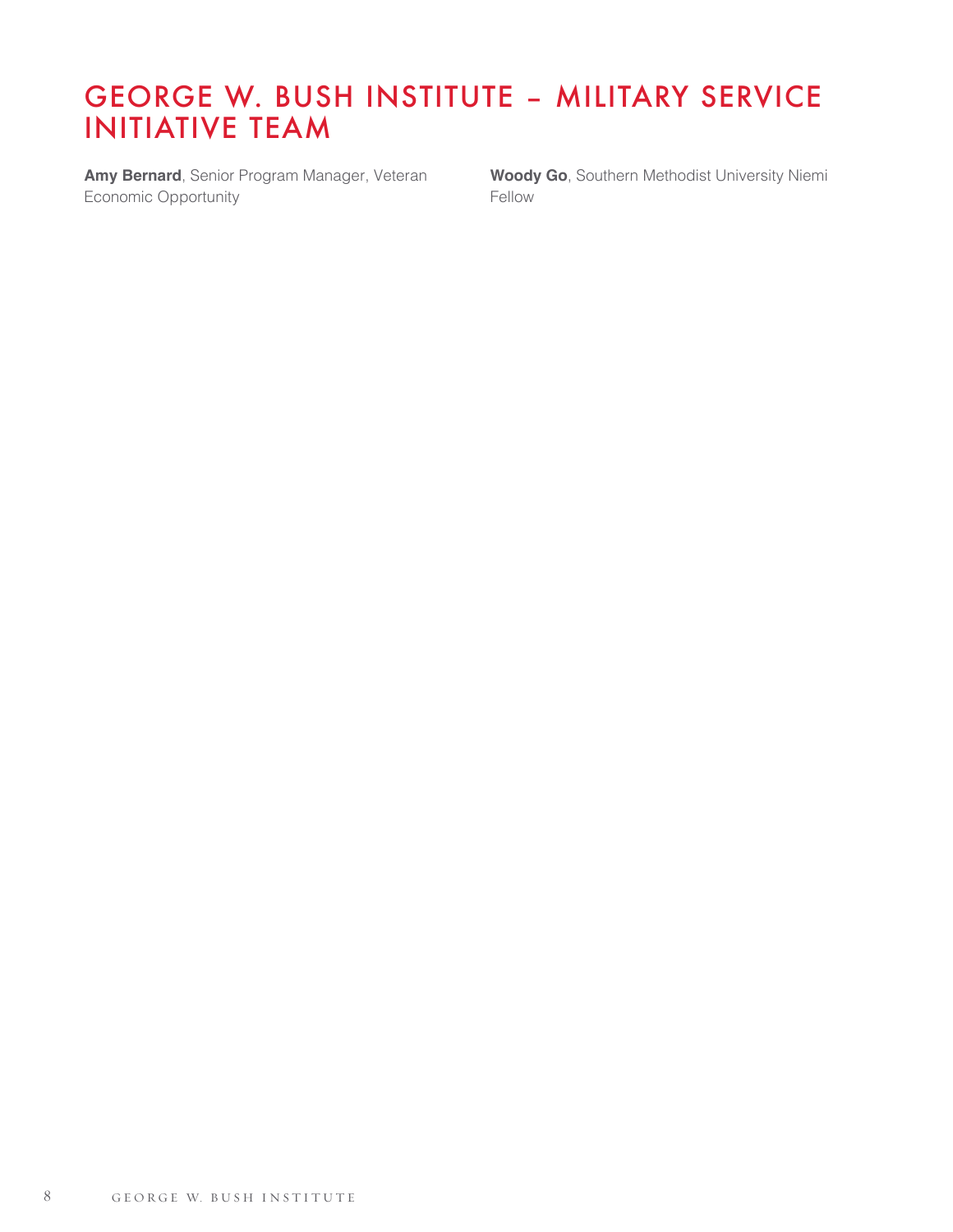# GEORGE W. BUSH INSTITUTE – MILITARY SERVICE INITIATIVE TEAM

**Amy Bernard**, Senior Program Manager, Veteran Economic Opportunity

**Woody Go**, Southern Methodist University Niemi Fellow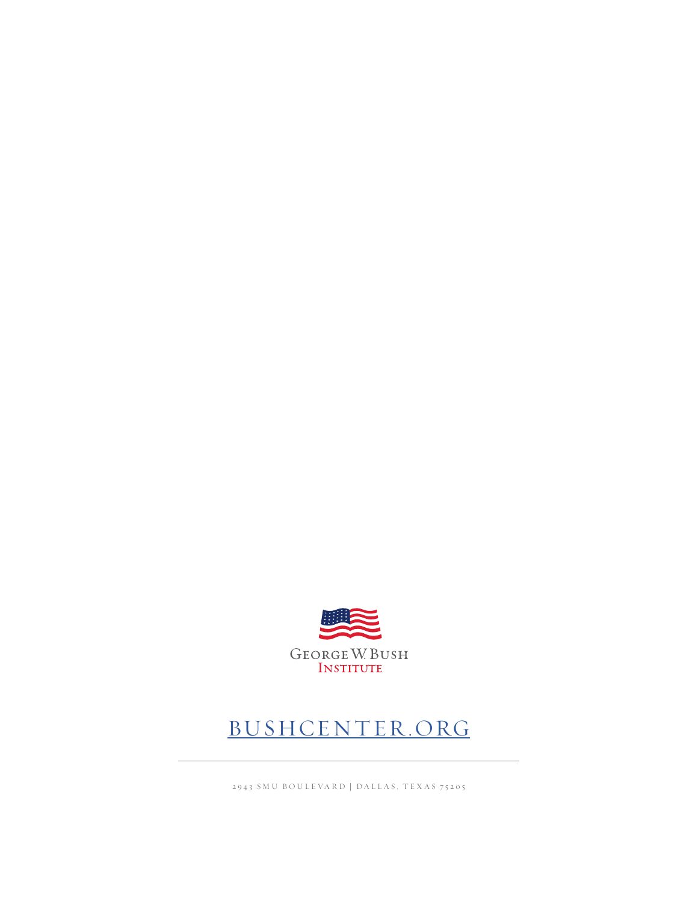George W. Bush
Institute

BUSHCENTER.ORG

2943 SMU BOULEVARD | DALLAS, TEXAS 75205